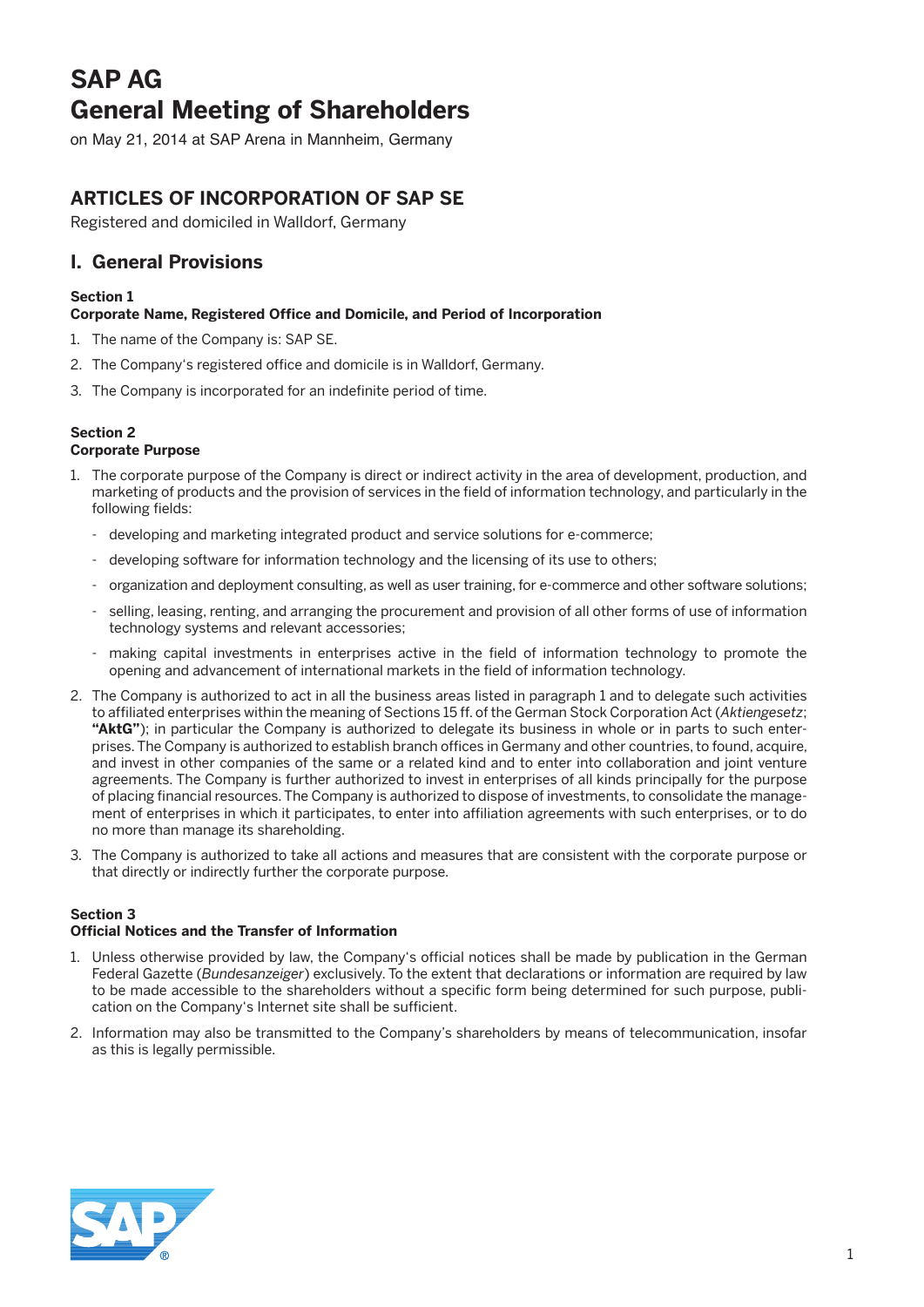# SAP AG
# General Meeting of Shareholders

on May 21, 2014 at SAP Arena in Mannheim, Germany

## ARTICLES OF INCORPORATION OF SAP SE

Registered and domiciled in Walldorf, Germany

## I. General Provisions

### Section 1
### Corporate Name, Registered Office and Domicile, and Period of Incorporation

1. The name of the Company is: SAP SE.
2. The Company's registered office and domicile is in Walldorf, Germany.
3. The Company is incorporated for an indefinite period of time.

### Section 2
### Corporate Purpose

1. The corporate purpose of the Company is direct or indirect activity in the area of development, production, and marketing of products and the provision of services in the field of information technology, and particularly in the following fields:
   - developing and marketing integrated product and service solutions for e-commerce;
   - developing software for information technology and the licensing of its use to others;
   - organization and deployment consulting, as well as user training, for e-commerce and other software solutions;
   - selling, leasing, renting, and arranging the procurement and provision of all other forms of use of information technology systems and relevant accessories;
   - making capital investments in enterprises active in the field of information technology to promote the opening and advancement of international markets in the field of information technology.
2. The Company is authorized to act in all the business areas listed in paragraph 1 and to delegate such activities to affiliated enterprises within the meaning of Sections 15 ff. of the German Stock Corporation Act (*Aktiengesetz*; **"AktG"**); in particular the Company is authorized to delegate its business in whole or in parts to such enterprises. The Company is authorized to establish branch offices in Germany and other countries, to found, acquire, and invest in other companies of the same or a related kind and to enter into collaboration and joint venture agreements. The Company is further authorized to invest in enterprises of all kinds principally for the purpose of placing financial resources. The Company is authorized to dispose of investments, to consolidate the management of enterprises in which it participates, to enter into affiliation agreements with such enterprises, or to do no more than manage its shareholding.
3. The Company is authorized to take all actions and measures that are consistent with the corporate purpose or that directly or indirectly further the corporate purpose.

### Section 3
### Official Notices and the Transfer of Information

1. Unless otherwise provided by law, the Company's official notices shall be made by publication in the German Federal Gazette (*Bundesanzeiger*) exclusively. To the extent that declarations or information are required by law to be made accessible to the shareholders without a specific form being determined for such purpose, publication on the Company's Internet site shall be sufficient.
2. Information may also be transmitted to the Company's shareholders by means of telecommunication, insofar as this is legally permissible.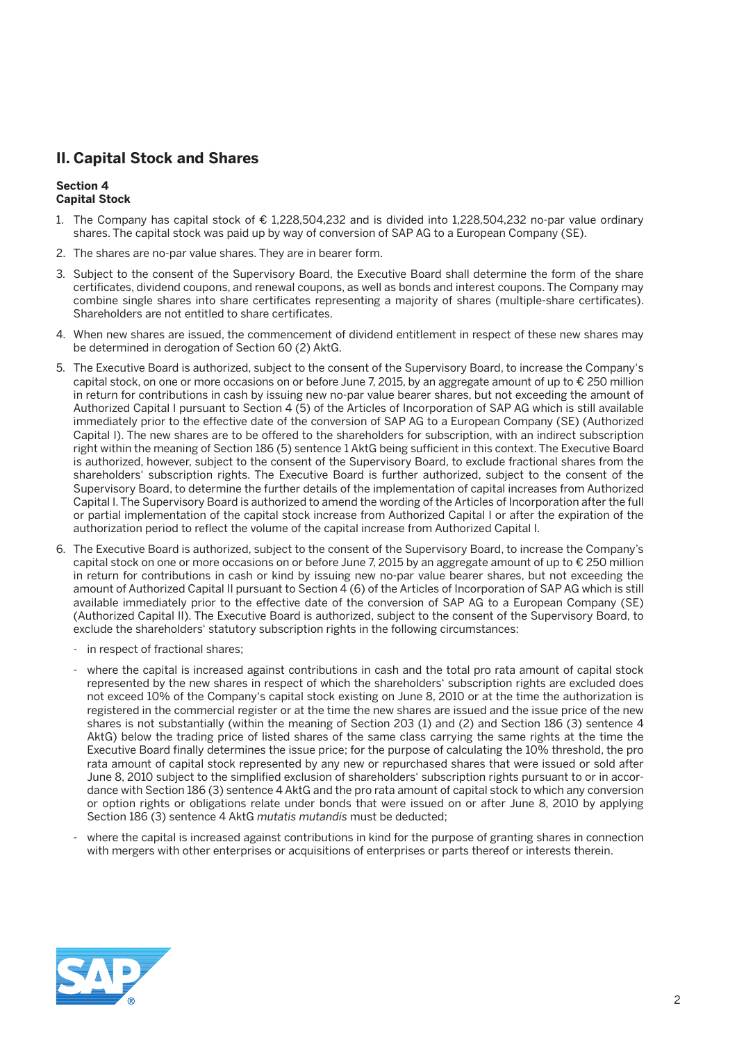## II. Capital Stock and Shares

**Section 4**
**Capital Stock**

1. The Company has capital stock of € 1,228,504,232 and is divided into 1,228,504,232 no-par value ordinary shares. The capital stock was paid up by way of conversion of SAP AG to a European Company (SE).

2. The shares are no-par value shares. They are in bearer form.

3. Subject to the consent of the Supervisory Board, the Executive Board shall determine the form of the share certificates, dividend coupons, and renewal coupons, as well as bonds and interest coupons. The Company may combine single shares into share certificates representing a majority of shares (multiple-share certificates). Shareholders are not entitled to share certificates.

4. When new shares are issued, the commencement of dividend entitlement in respect of these new shares may be determined in derogation of Section 60 (2) AktG.

5. The Executive Board is authorized, subject to the consent of the Supervisory Board, to increase the Company's capital stock, on one or more occasions on or before June 7, 2015, by an aggregate amount of up to € 250 million in return for contributions in cash by issuing new no-par value bearer shares, but not exceeding the amount of Authorized Capital I pursuant to Section 4 (5) of the Articles of Incorporation of SAP AG which is still available immediately prior to the effective date of the conversion of SAP AG to a European Company (SE) (Authorized Capital I). The new shares are to be offered to the shareholders for subscription, with an indirect subscription right within the meaning of Section 186 (5) sentence 1 AktG being sufficient in this context. The Executive Board is authorized, however, subject to the consent of the Supervisory Board, to exclude fractional shares from the shareholders' subscription rights. The Executive Board is further authorized, subject to the consent of the Supervisory Board, to determine the further details of the implementation of capital increases from Authorized Capital I. The Supervisory Board is authorized to amend the wording of the Articles of Incorporation after the full or partial implementation of the capital stock increase from Authorized Capital I or after the expiration of the authorization period to reflect the volume of the capital increase from Authorized Capital I.

6. The Executive Board is authorized, subject to the consent of the Supervisory Board, to increase the Company's capital stock on one or more occasions on or before June 7, 2015 by an aggregate amount of up to € 250 million in return for contributions in cash or kind by issuing new no-par value bearer shares, but not exceeding the amount of Authorized Capital II pursuant to Section 4 (6) of the Articles of Incorporation of SAP AG which is still available immediately prior to the effective date of the conversion of SAP AG to a European Company (SE) (Authorized Capital II). The Executive Board is authorized, subject to the consent of the Supervisory Board, to exclude the shareholders' statutory subscription rights in the following circumstances:

   - in respect of fractional shares;

   - where the capital is increased against contributions in cash and the total pro rata amount of capital stock represented by the new shares in respect of which the shareholders' subscription rights are excluded does not exceed 10% of the Company's capital stock existing on June 8, 2010 or at the time the authorization is registered in the commercial register or at the time the new shares are issued and the issue price of the new shares is not substantially (within the meaning of Section 203 (1) and (2) and Section 186 (3) sentence 4 AktG) below the trading price of listed shares of the same class carrying the same rights at the time the Executive Board finally determines the issue price; for the purpose of calculating the 10% threshold, the pro rata amount of capital stock represented by any new or repurchased shares that were issued or sold after June 8, 2010 subject to the simplified exclusion of shareholders' subscription rights pursuant to or in accordance with Section 186 (3) sentence 4 AktG and the pro rata amount of capital stock to which any conversion or option rights or obligations relate under bonds that were issued on or after June 8, 2010 by applying Section 186 (3) sentence 4 AktG *mutatis mutandis* must be deducted;

   - where the capital is increased against contributions in kind for the purpose of granting shares in connection with mergers with other enterprises or acquisitions of enterprises or parts thereof or interests therein.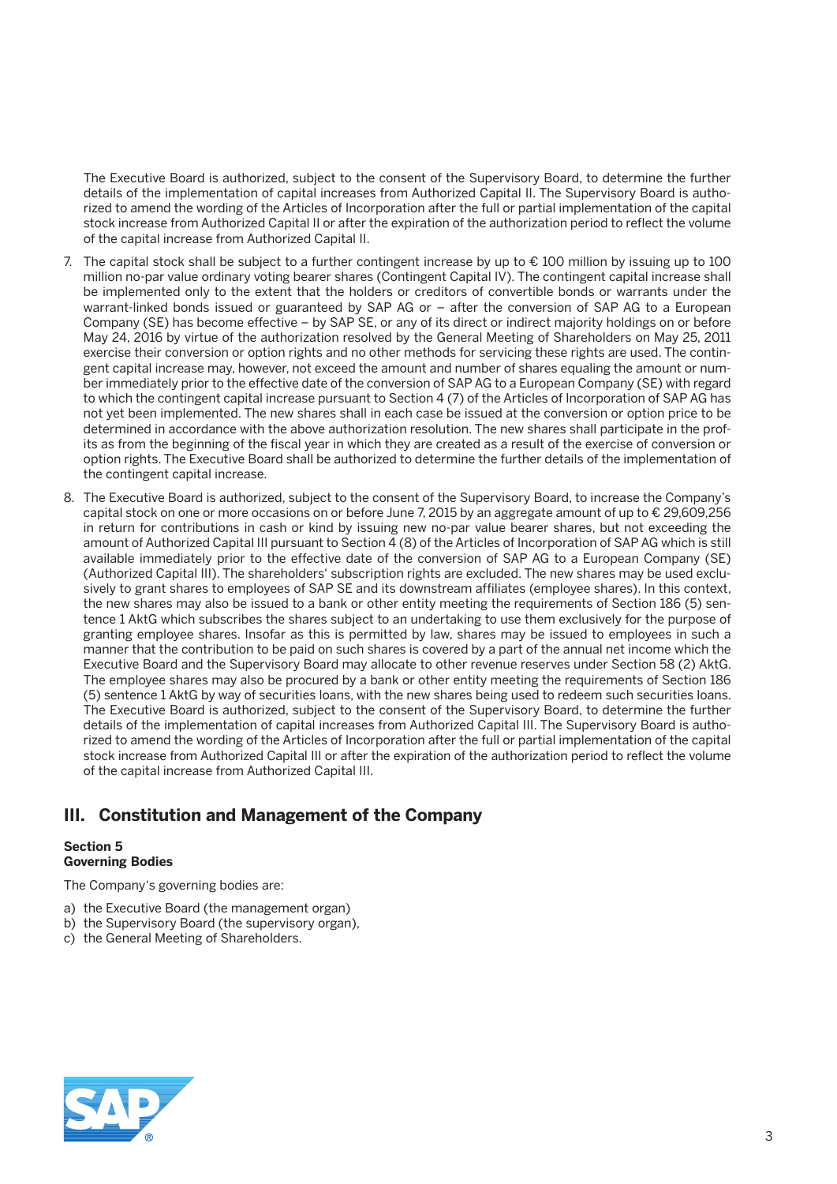The Executive Board is authorized, subject to the consent of the Supervisory Board, to determine the further details of the implementation of capital increases from Authorized Capital II. The Supervisory Board is authorized to amend the wording of the Articles of Incorporation after the full or partial implementation of the capital stock increase from Authorized Capital II or after the expiration of the authorization period to reflect the volume of the capital increase from Authorized Capital II.

7. The capital stock shall be subject to a further contingent increase by up to € 100 million by issuing up to 100 million no-par value ordinary voting bearer shares (Contingent Capital IV). The contingent capital increase shall be implemented only to the extent that the holders or creditors of convertible bonds or warrants under the warrant-linked bonds issued or guaranteed by SAP AG or – after the conversion of SAP AG to a European Company (SE) has become effective – by SAP SE, or any of its direct or indirect majority holdings on or before May 24, 2016 by virtue of the authorization resolved by the General Meeting of Shareholders on May 25, 2011 exercise their conversion or option rights and no other methods for servicing these rights are used. The contingent capital increase may, however, not exceed the amount and number of shares equaling the amount or number immediately prior to the effective date of the conversion of SAP AG to a European Company (SE) with regard to which the contingent capital increase pursuant to Section 4 (7) of the Articles of Incorporation of SAP AG has not yet been implemented. The new shares shall in each case be issued at the conversion or option price to be determined in accordance with the above authorization resolution. The new shares shall participate in the profits as from the beginning of the fiscal year in which they are created as a result of the exercise of conversion or option rights. The Executive Board shall be authorized to determine the further details of the implementation of the contingent capital increase.

8. The Executive Board is authorized, subject to the consent of the Supervisory Board, to increase the Company's capital stock on one or more occasions on or before June 7, 2015 by an aggregate amount of up to € 29,609,256 in return for contributions in cash or kind by issuing new no-par value bearer shares, but not exceeding the amount of Authorized Capital III pursuant to Section 4 (8) of the Articles of Incorporation of SAP AG which is still available immediately prior to the effective date of the conversion of SAP AG to a European Company (SE) (Authorized Capital III). The shareholders' subscription rights are excluded. The new shares may be used exclusively to grant shares to employees of SAP SE and its downstream affiliates (employee shares). In this context, the new shares may also be issued to a bank or other entity meeting the requirements of Section 186 (5) sentence 1 AktG which subscribes the shares subject to an undertaking to use them exclusively for the purpose of granting employee shares. Insofar as this is permitted by law, shares may be issued to employees in such a manner that the contribution to be paid on such shares is covered by a part of the annual net income which the Executive Board and the Supervisory Board may allocate to other revenue reserves under Section 58 (2) AktG. The employee shares may also be procured by a bank or other entity meeting the requirements of Section 186 (5) sentence 1 AktG by way of securities loans, with the new shares being used to redeem such securities loans. The Executive Board is authorized, subject to the consent of the Supervisory Board, to determine the further details of the implementation of capital increases from Authorized Capital III. The Supervisory Board is authorized to amend the wording of the Articles of Incorporation after the full or partial implementation of the capital stock increase from Authorized Capital III or after the expiration of the authorization period to reflect the volume of the capital increase from Authorized Capital III.

## III. Constitution and Management of the Company

**Section 5**
**Governing Bodies**

The Company's governing bodies are:

a) the Executive Board (the management organ)
b) the Supervisory Board (the supervisory organ),
c) the General Meeting of Shareholders.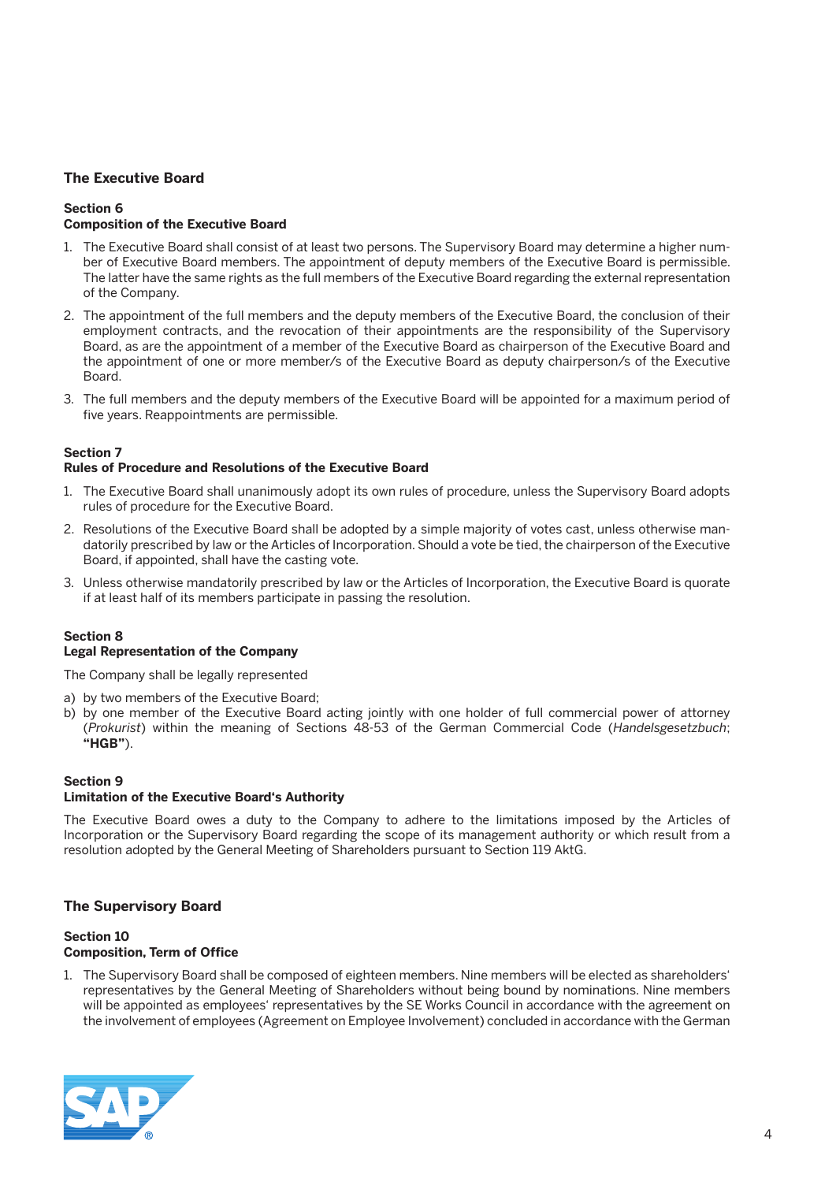## The Executive Board

### Section 6
### Composition of the Executive Board

1. The Executive Board shall consist of at least two persons. The Supervisory Board may determine a higher number of Executive Board members. The appointment of deputy members of the Executive Board is permissible. The latter have the same rights as the full members of the Executive Board regarding the external representation of the Company.
2. The appointment of the full members and the deputy members of the Executive Board, the conclusion of their employment contracts, and the revocation of their appointments are the responsibility of the Supervisory Board, as are the appointment of a member of the Executive Board as chairperson of the Executive Board and the appointment of one or more member/s of the Executive Board as deputy chairperson/s of the Executive Board.
3. The full members and the deputy members of the Executive Board will be appointed for a maximum period of five years. Reappointments are permissible.

### Section 7
### Rules of Procedure and Resolutions of the Executive Board

1. The Executive Board shall unanimously adopt its own rules of procedure, unless the Supervisory Board adopts rules of procedure for the Executive Board.
2. Resolutions of the Executive Board shall be adopted by a simple majority of votes cast, unless otherwise mandatorily prescribed by law or the Articles of Incorporation. Should a vote be tied, the chairperson of the Executive Board, if appointed, shall have the casting vote.
3. Unless otherwise mandatorily prescribed by law or the Articles of Incorporation, the Executive Board is quorate if at least half of its members participate in passing the resolution.

### Section 8
### Legal Representation of the Company

The Company shall be legally represented

a) by two members of the Executive Board;
b) by one member of the Executive Board acting jointly with one holder of full commercial power of attorney (*Prokurist*) within the meaning of Sections 48-53 of the German Commercial Code (*Handelsgesetzbuch*; **"HGB"**).

### Section 9
### Limitation of the Executive Board's Authority

The Executive Board owes a duty to the Company to adhere to the limitations imposed by the Articles of Incorporation or the Supervisory Board regarding the scope of its management authority or which result from a resolution adopted by the General Meeting of Shareholders pursuant to Section 119 AktG.

## The Supervisory Board

### Section 10
### Composition, Term of Office

1. The Supervisory Board shall be composed of eighteen members. Nine members will be elected as shareholders' representatives by the General Meeting of Shareholders without being bound by nominations. Nine members will be appointed as employees' representatives by the SE Works Council in accordance with the agreement on the involvement of employees (Agreement on Employee Involvement) concluded in accordance with the German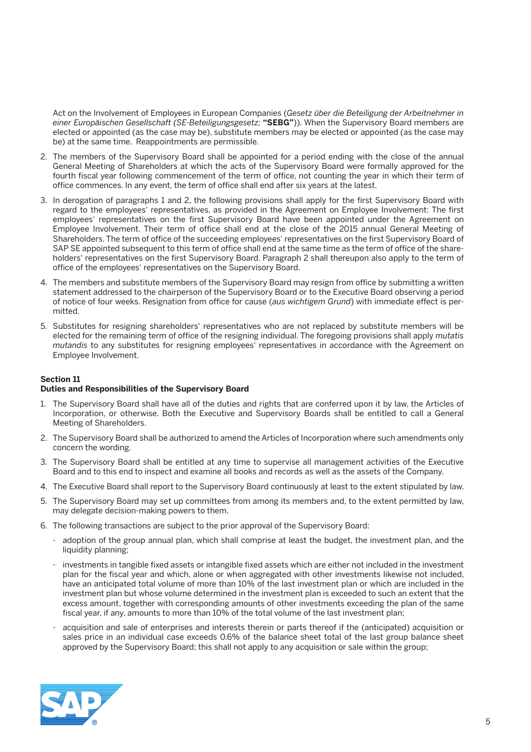Act on the Involvement of Employees in European Companies (*Gesetz über die Beteiligung der Arbeitnehmer in einer Europäischen Gesellschaft (SE-Beteiligungsgesetz;* **"SEBG"**)). When the Supervisory Board members are elected or appointed (as the case may be), substitute members may be elected or appointed (as the case may be) at the same time. Reappointments are permissible.

2. The members of the Supervisory Board shall be appointed for a period ending with the close of the annual General Meeting of Shareholders at which the acts of the Supervisory Board were formally approved for the fourth fiscal year following commencement of the term of office, not counting the year in which their term of office commences. In any event, the term of office shall end after six years at the latest.
3. In derogation of paragraphs 1 and 2, the following provisions shall apply for the first Supervisory Board with regard to the employees' representatives, as provided in the Agreement on Employee Involvement: The first employees' representatives on the first Supervisory Board have been appointed under the Agreement on Employee Involvement. Their term of office shall end at the close of the 2015 annual General Meeting of Shareholders. The term of office of the succeeding employees' representatives on the first Supervisory Board of SAP SE appointed subsequent to this term of office shall end at the same time as the term of office of the shareholders' representatives on the first Supervisory Board. Paragraph 2 shall thereupon also apply to the term of office of the employees' representatives on the Supervisory Board.
4. The members and substitute members of the Supervisory Board may resign from office by submitting a written statement addressed to the chairperson of the Supervisory Board or to the Executive Board observing a period of notice of four weeks. Resignation from office for cause (*aus wichtigem Grund*) with immediate effect is permitted.
5. Substitutes for resigning shareholders' representatives who are not replaced by substitute members will be elected for the remaining term of office of the resigning individual. The foregoing provisions shall apply *mutatis mutandis* to any substitutes for resigning employees' representatives in accordance with the Agreement on Employee Involvement.

### Section 11
### Duties and Responsibilities of the Supervisory Board

1. The Supervisory Board shall have all of the duties and rights that are conferred upon it by law, the Articles of Incorporation, or otherwise. Both the Executive and Supervisory Boards shall be entitled to call a General Meeting of Shareholders.
2. The Supervisory Board shall be authorized to amend the Articles of Incorporation where such amendments only concern the wording.
3. The Supervisory Board shall be entitled at any time to supervise all management activities of the Executive Board and to this end to inspect and examine all books and records as well as the assets of the Company.
4. The Executive Board shall report to the Supervisory Board continuously at least to the extent stipulated by law.
5. The Supervisory Board may set up committees from among its members and, to the extent permitted by law, may delegate decision-making powers to them.
6. The following transactions are subject to the prior approval of the Supervisory Board:
   - adoption of the group annual plan, which shall comprise at least the budget, the investment plan, and the liquidity planning;
   - investments in tangible fixed assets or intangible fixed assets which are either not included in the investment plan for the fiscal year and which, alone or when aggregated with other investments likewise not included, have an anticipated total volume of more than 10% of the last investment plan or which are included in the investment plan but whose volume determined in the investment plan is exceeded to such an extent that the excess amount, together with corresponding amounts of other investments exceeding the plan of the same fiscal year, if any, amounts to more than 10% of the total volume of the last investment plan;
   - acquisition and sale of enterprises and interests therein or parts thereof if the (anticipated) acquisition or sales price in an individual case exceeds 0.6% of the balance sheet total of the last group balance sheet approved by the Supervisory Board; this shall not apply to any acquisition or sale within the group;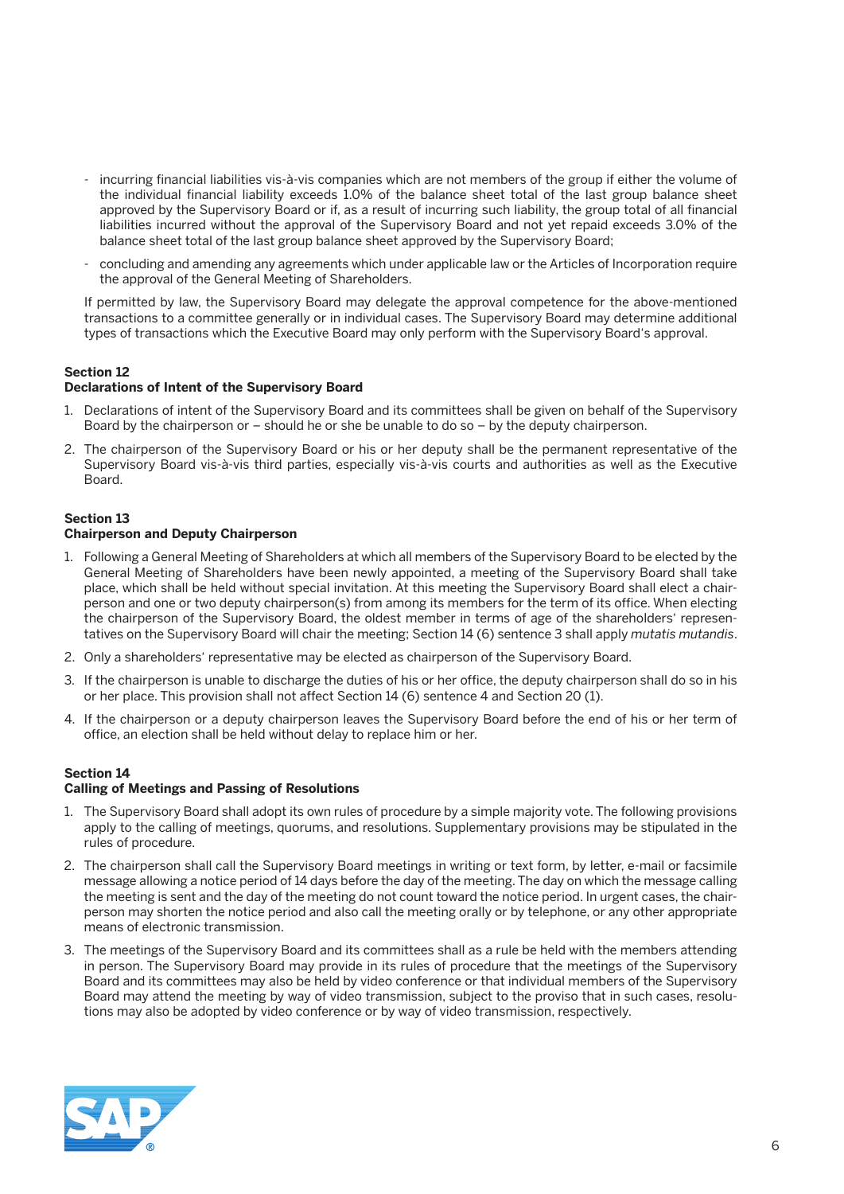- incurring financial liabilities vis-à-vis companies which are not members of the group if either the volume of the individual financial liability exceeds 1.0% of the balance sheet total of the last group balance sheet approved by the Supervisory Board or if, as a result of incurring such liability, the group total of all financial liabilities incurred without the approval of the Supervisory Board and not yet repaid exceeds 3.0% of the balance sheet total of the last group balance sheet approved by the Supervisory Board;
- concluding and amending any agreements which under applicable law or the Articles of Incorporation require the approval of the General Meeting of Shareholders.

If permitted by law, the Supervisory Board may delegate the approval competence for the above-mentioned transactions to a committee generally or in individual cases. The Supervisory Board may determine additional types of transactions which the Executive Board may only perform with the Supervisory Board's approval.

**Section 12**
**Declarations of Intent of the Supervisory Board**

1. Declarations of intent of the Supervisory Board and its committees shall be given on behalf of the Supervisory Board by the chairperson or – should he or she be unable to do so – by the deputy chairperson.
2. The chairperson of the Supervisory Board or his or her deputy shall be the permanent representative of the Supervisory Board vis-à-vis third parties, especially vis-à-vis courts and authorities as well as the Executive Board.

**Section 13**
**Chairperson and Deputy Chairperson**

1. Following a General Meeting of Shareholders at which all members of the Supervisory Board to be elected by the General Meeting of Shareholders have been newly appointed, a meeting of the Supervisory Board shall take place, which shall be held without special invitation. At this meeting the Supervisory Board shall elect a chairperson and one or two deputy chairperson(s) from among its members for the term of its office. When electing the chairperson of the Supervisory Board, the oldest member in terms of age of the shareholders' representatives on the Supervisory Board will chair the meeting; Section 14 (6) sentence 3 shall apply *mutatis mutandis*.
2. Only a shareholders' representative may be elected as chairperson of the Supervisory Board.
3. If the chairperson is unable to discharge the duties of his or her office, the deputy chairperson shall do so in his or her place. This provision shall not affect Section 14 (6) sentence 4 and Section 20 (1).
4. If the chairperson or a deputy chairperson leaves the Supervisory Board before the end of his or her term of office, an election shall be held without delay to replace him or her.

**Section 14**
**Calling of Meetings and Passing of Resolutions**

1. The Supervisory Board shall adopt its own rules of procedure by a simple majority vote. The following provisions apply to the calling of meetings, quorums, and resolutions. Supplementary provisions may be stipulated in the rules of procedure.
2. The chairperson shall call the Supervisory Board meetings in writing or text form, by letter, e-mail or facsimile message allowing a notice period of 14 days before the day of the meeting. The day on which the message calling the meeting is sent and the day of the meeting do not count toward the notice period. In urgent cases, the chairperson may shorten the notice period and also call the meeting orally or by telephone, or any other appropriate means of electronic transmission.
3. The meetings of the Supervisory Board and its committees shall as a rule be held with the members attending in person. The Supervisory Board may provide in its rules of procedure that the meetings of the Supervisory Board and its committees may also be held by video conference or that individual members of the Supervisory Board may attend the meeting by way of video transmission, subject to the proviso that in such cases, resolutions may also be adopted by video conference or by way of video transmission, respectively.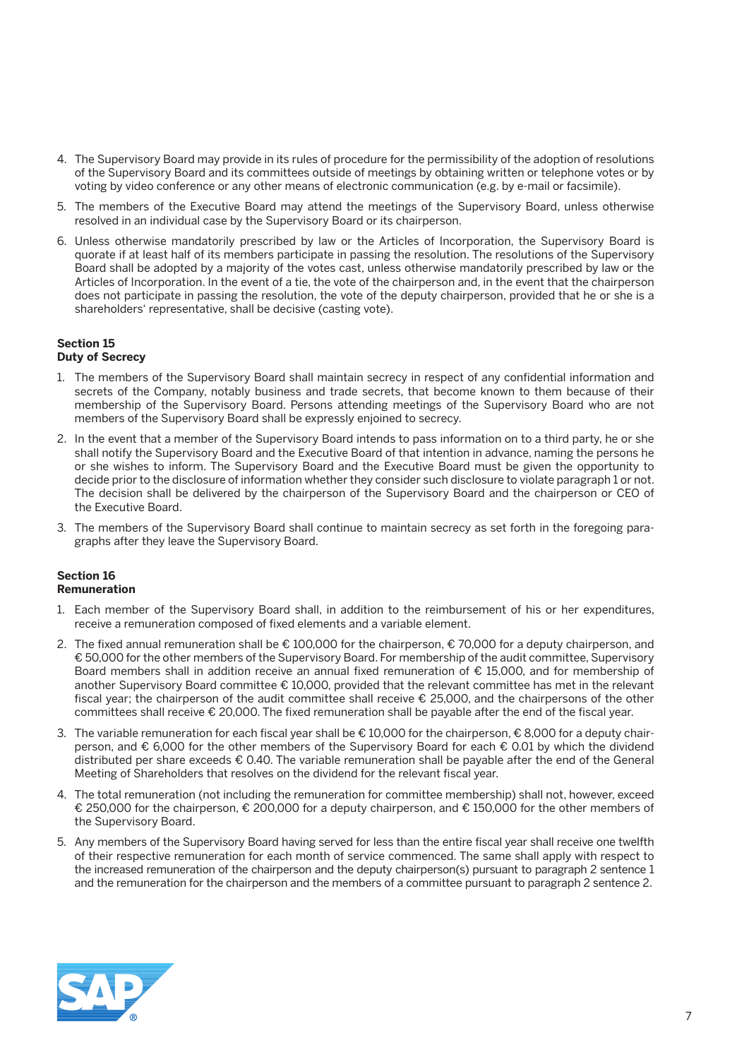4. The Supervisory Board may provide in its rules of procedure for the permissibility of the adoption of resolutions of the Supervisory Board and its committees outside of meetings by obtaining written or telephone votes or by voting by video conference or any other means of electronic communication (e.g. by e-mail or facsimile).
5. The members of the Executive Board may attend the meetings of the Supervisory Board, unless otherwise resolved in an individual case by the Supervisory Board or its chairperson.
6. Unless otherwise mandatorily prescribed by law or the Articles of Incorporation, the Supervisory Board is quorate if at least half of its members participate in passing the resolution. The resolutions of the Supervisory Board shall be adopted by a majority of the votes cast, unless otherwise mandatorily prescribed by law or the Articles of Incorporation. In the event of a tie, the vote of the chairperson and, in the event that the chairperson does not participate in passing the resolution, the vote of the deputy chairperson, provided that he or she is a shareholders' representative, shall be decisive (casting vote).

## Section 15
## Duty of Secrecy

1. The members of the Supervisory Board shall maintain secrecy in respect of any confidential information and secrets of the Company, notably business and trade secrets, that become known to them because of their membership of the Supervisory Board. Persons attending meetings of the Supervisory Board who are not members of the Supervisory Board shall be expressly enjoined to secrecy.
2. In the event that a member of the Supervisory Board intends to pass information on to a third party, he or she shall notify the Supervisory Board and the Executive Board of that intention in advance, naming the persons he or she wishes to inform. The Supervisory Board and the Executive Board must be given the opportunity to decide prior to the disclosure of information whether they consider such disclosure to violate paragraph 1 or not. The decision shall be delivered by the chairperson of the Supervisory Board and the chairperson or CEO of the Executive Board.
3. The members of the Supervisory Board shall continue to maintain secrecy as set forth in the foregoing paragraphs after they leave the Supervisory Board.

## Section 16
## Remuneration

1. Each member of the Supervisory Board shall, in addition to the reimbursement of his or her expenditures, receive a remuneration composed of fixed elements and a variable element.
2. The fixed annual remuneration shall be € 100,000 for the chairperson, € 70,000 for a deputy chairperson, and € 50,000 for the other members of the Supervisory Board. For membership of the audit committee, Supervisory Board members shall in addition receive an annual fixed remuneration of € 15,000, and for membership of another Supervisory Board committee € 10,000, provided that the relevant committee has met in the relevant fiscal year; the chairperson of the audit committee shall receive € 25,000, and the chairpersons of the other committees shall receive € 20,000. The fixed remuneration shall be payable after the end of the fiscal year.
3. The variable remuneration for each fiscal year shall be € 10,000 for the chairperson, € 8,000 for a deputy chairperson, and € 6,000 for the other members of the Supervisory Board for each € 0.01 by which the dividend distributed per share exceeds € 0.40. The variable remuneration shall be payable after the end of the General Meeting of Shareholders that resolves on the dividend for the relevant fiscal year.
4. The total remuneration (not including the remuneration for committee membership) shall not, however, exceed € 250,000 for the chairperson, € 200,000 for a deputy chairperson, and € 150,000 for the other members of the Supervisory Board.
5. Any members of the Supervisory Board having served for less than the entire fiscal year shall receive one twelfth of their respective remuneration for each month of service commenced. The same shall apply with respect to the increased remuneration of the chairperson and the deputy chairperson(s) pursuant to paragraph 2 sentence 1 and the remuneration for the chairperson and the members of a committee pursuant to paragraph 2 sentence 2.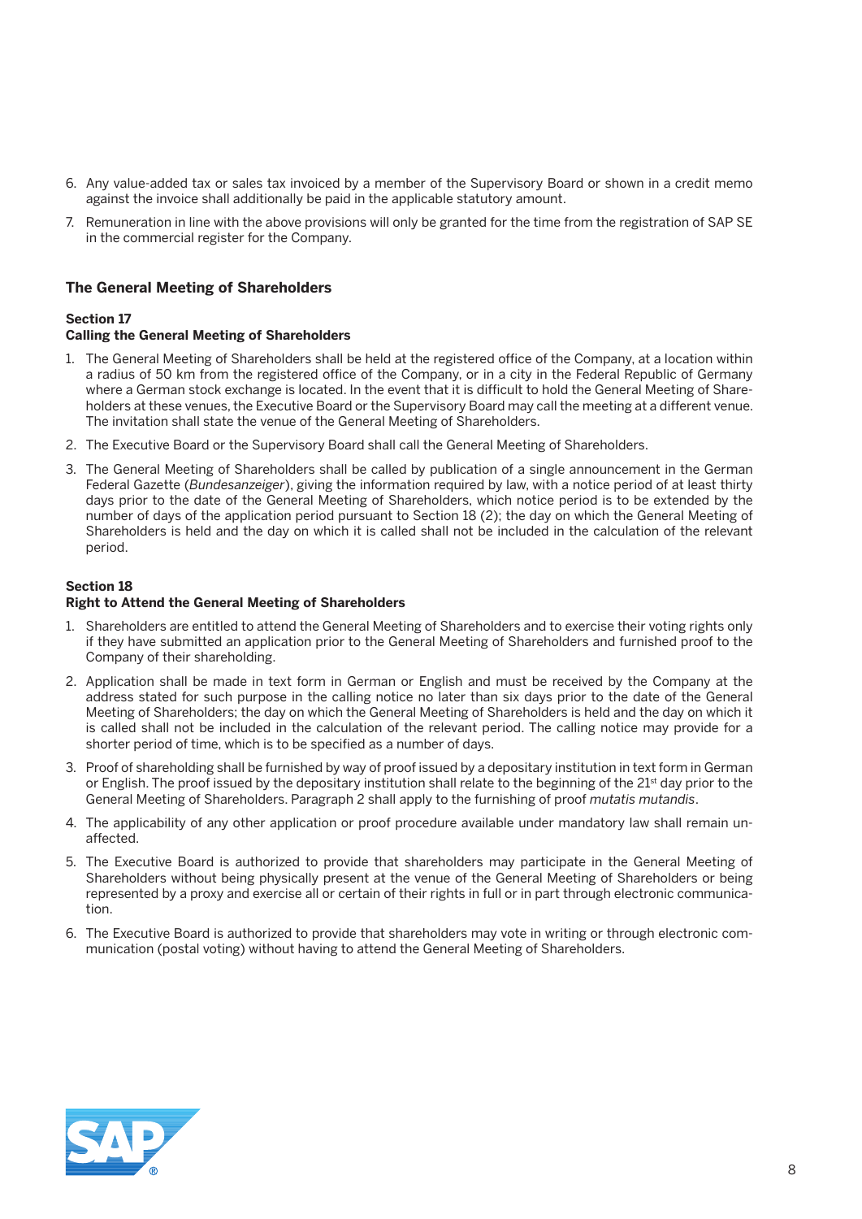6. Any value-added tax or sales tax invoiced by a member of the Supervisory Board or shown in a credit memo against the invoice shall additionally be paid in the applicable statutory amount.

7. Remuneration in line with the above provisions will only be granted for the time from the registration of SAP SE in the commercial register for the Company.

## The General Meeting of Shareholders

### Section 17
### Calling the General Meeting of Shareholders

1. The General Meeting of Shareholders shall be held at the registered office of the Company, at a location within a radius of 50 km from the registered office of the Company, or in a city in the Federal Republic of Germany where a German stock exchange is located. In the event that it is difficult to hold the General Meeting of Shareholders at these venues, the Executive Board or the Supervisory Board may call the meeting at a different venue. The invitation shall state the venue of the General Meeting of Shareholders.

2. The Executive Board or the Supervisory Board shall call the General Meeting of Shareholders.

3. The General Meeting of Shareholders shall be called by publication of a single announcement in the German Federal Gazette (*Bundesanzeiger*), giving the information required by law, with a notice period of at least thirty days prior to the date of the General Meeting of Shareholders, which notice period is to be extended by the number of days of the application period pursuant to Section 18 (2); the day on which the General Meeting of Shareholders is held and the day on which it is called shall not be included in the calculation of the relevant period.

### Section 18
### Right to Attend the General Meeting of Shareholders

1. Shareholders are entitled to attend the General Meeting of Shareholders and to exercise their voting rights only if they have submitted an application prior to the General Meeting of Shareholders and furnished proof to the Company of their shareholding.

2. Application shall be made in text form in German or English and must be received by the Company at the address stated for such purpose in the calling notice no later than six days prior to the date of the General Meeting of Shareholders; the day on which the General Meeting of Shareholders is held and the day on which it is called shall not be included in the calculation of the relevant period. The calling notice may provide for a shorter period of time, which is to be specified as a number of days.

3. Proof of shareholding shall be furnished by way of proof issued by a depositary institution in text form in German or English. The proof issued by the depositary institution shall relate to the beginning of the 21st day prior to the General Meeting of Shareholders. Paragraph 2 shall apply to the furnishing of proof *mutatis mutandis*.

4. The applicability of any other application or proof procedure available under mandatory law shall remain unaffected.

5. The Executive Board is authorized to provide that shareholders may participate in the General Meeting of Shareholders without being physically present at the venue of the General Meeting of Shareholders or being represented by a proxy and exercise all or certain of their rights in full or in part through electronic communication.

6. The Executive Board is authorized to provide that shareholders may vote in writing or through electronic communication (postal voting) without having to attend the General Meeting of Shareholders.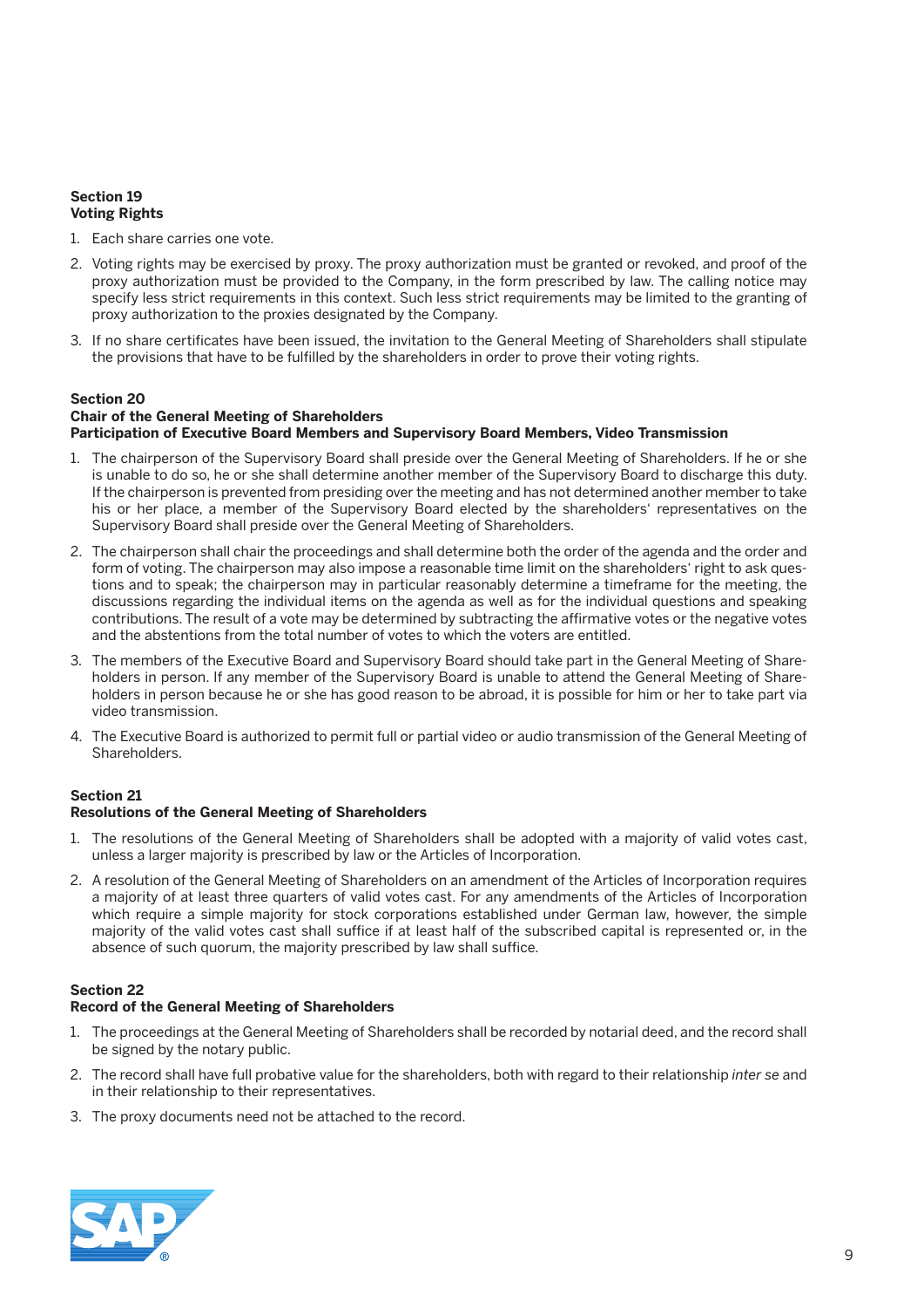**Section 19**
**Voting Rights**

1. Each share carries one vote.
2. Voting rights may be exercised by proxy. The proxy authorization must be granted or revoked, and proof of the proxy authorization must be provided to the Company, in the form prescribed by law. The calling notice may specify less strict requirements in this context. Such less strict requirements may be limited to the granting of proxy authorization to the proxies designated by the Company.
3. If no share certificates have been issued, the invitation to the General Meeting of Shareholders shall stipulate the provisions that have to be fulfilled by the shareholders in order to prove their voting rights.

**Section 20**
**Chair of the General Meeting of Shareholders**
**Participation of Executive Board Members and Supervisory Board Members, Video Transmission**

1. The chairperson of the Supervisory Board shall preside over the General Meeting of Shareholders. If he or she is unable to do so, he or she shall determine another member of the Supervisory Board to discharge this duty. If the chairperson is prevented from presiding over the meeting and has not determined another member to take his or her place, a member of the Supervisory Board elected by the shareholders' representatives on the Supervisory Board shall preside over the General Meeting of Shareholders.
2. The chairperson shall chair the proceedings and shall determine both the order of the agenda and the order and form of voting. The chairperson may also impose a reasonable time limit on the shareholders' right to ask questions and to speak; the chairperson may in particular reasonably determine a timeframe for the meeting, the discussions regarding the individual items on the agenda as well as for the individual questions and speaking contributions. The result of a vote may be determined by subtracting the affirmative votes or the negative votes and the abstentions from the total number of votes to which the voters are entitled.
3. The members of the Executive Board and Supervisory Board should take part in the General Meeting of Shareholders in person. If any member of the Supervisory Board is unable to attend the General Meeting of Shareholders in person because he or she has good reason to be abroad, it is possible for him or her to take part via video transmission.
4. The Executive Board is authorized to permit full or partial video or audio transmission of the General Meeting of Shareholders.

**Section 21**
**Resolutions of the General Meeting of Shareholders**

1. The resolutions of the General Meeting of Shareholders shall be adopted with a majority of valid votes cast, unless a larger majority is prescribed by law or the Articles of Incorporation.
2. A resolution of the General Meeting of Shareholders on an amendment of the Articles of Incorporation requires a majority of at least three quarters of valid votes cast. For any amendments of the Articles of Incorporation which require a simple majority for stock corporations established under German law, however, the simple majority of the valid votes cast shall suffice if at least half of the subscribed capital is represented or, in the absence of such quorum, the majority prescribed by law shall suffice.

**Section 22**
**Record of the General Meeting of Shareholders**

1. The proceedings at the General Meeting of Shareholders shall be recorded by notarial deed, and the record shall be signed by the notary public.
2. The record shall have full probative value for the shareholders, both with regard to their relationship *inter se* and in their relationship to their representatives.
3. The proxy documents need not be attached to the record.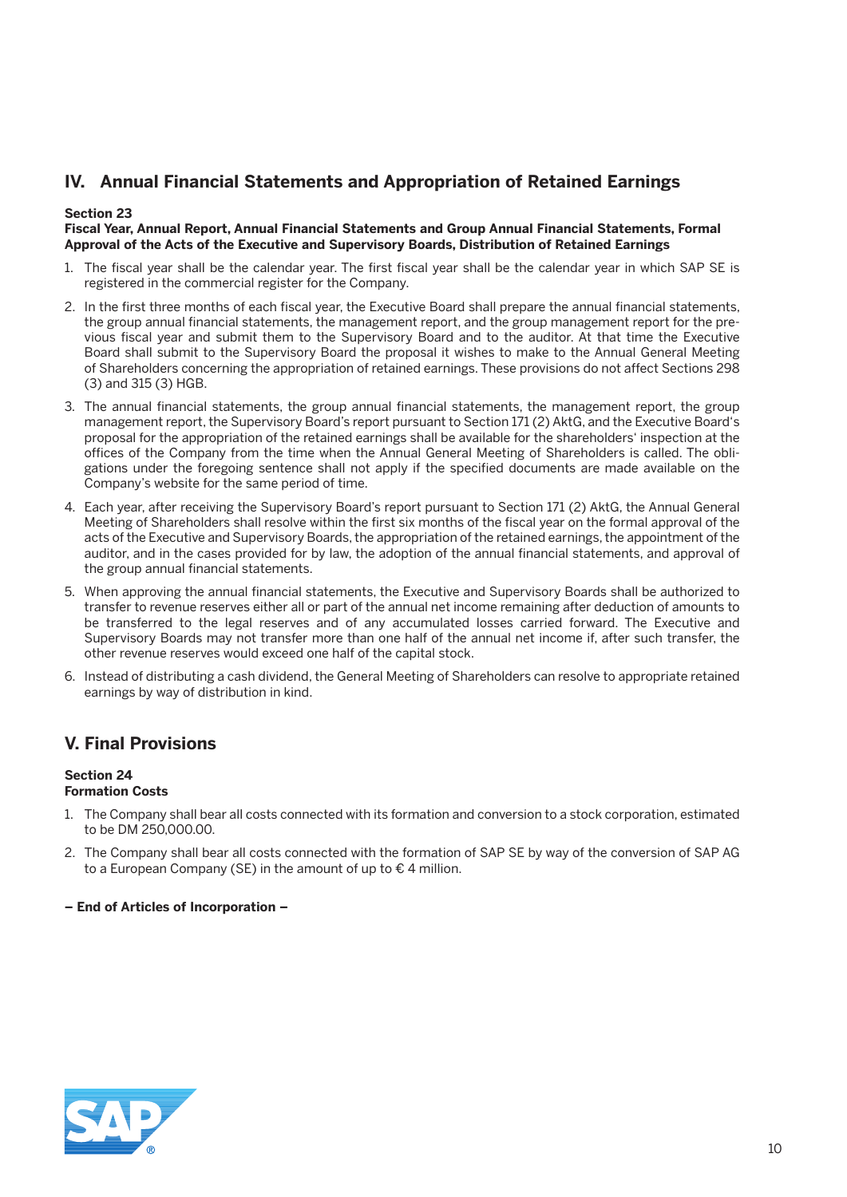## IV. Annual Financial Statements and Appropriation of Retained Earnings

### Section 23
### Fiscal Year, Annual Report, Annual Financial Statements and Group Annual Financial Statements, Formal Approval of the Acts of the Executive and Supervisory Boards, Distribution of Retained Earnings

1. The fiscal year shall be the calendar year. The first fiscal year shall be the calendar year in which SAP SE is registered in the commercial register for the Company.
2. In the first three months of each fiscal year, the Executive Board shall prepare the annual financial statements, the group annual financial statements, the management report, and the group management report for the previous fiscal year and submit them to the Supervisory Board and to the auditor. At that time the Executive Board shall submit to the Supervisory Board the proposal it wishes to make to the Annual General Meeting of Shareholders concerning the appropriation of retained earnings. These provisions do not affect Sections 298 (3) and 315 (3) HGB.
3. The annual financial statements, the group annual financial statements, the management report, the group management report, the Supervisory Board's report pursuant to Section 171 (2) AktG, and the Executive Board's proposal for the appropriation of the retained earnings shall be available for the shareholders' inspection at the offices of the Company from the time when the Annual General Meeting of Shareholders is called. The obligations under the foregoing sentence shall not apply if the specified documents are made available on the Company's website for the same period of time.
4. Each year, after receiving the Supervisory Board's report pursuant to Section 171 (2) AktG, the Annual General Meeting of Shareholders shall resolve within the first six months of the fiscal year on the formal approval of the acts of the Executive and Supervisory Boards, the appropriation of the retained earnings, the appointment of the auditor, and in the cases provided for by law, the adoption of the annual financial statements, and approval of the group annual financial statements.
5. When approving the annual financial statements, the Executive and Supervisory Boards shall be authorized to transfer to revenue reserves either all or part of the annual net income remaining after deduction of amounts to be transferred to the legal reserves and of any accumulated losses carried forward. The Executive and Supervisory Boards may not transfer more than one half of the annual net income if, after such transfer, the other revenue reserves would exceed one half of the capital stock.
6. Instead of distributing a cash dividend, the General Meeting of Shareholders can resolve to appropriate retained earnings by way of distribution in kind.

## V. Final Provisions

### Section 24
### Formation Costs

1. The Company shall bear all costs connected with its formation and conversion to a stock corporation, estimated to be DM 250,000.00.
2. The Company shall bear all costs connected with the formation of SAP SE by way of the conversion of SAP AG to a European Company (SE) in the amount of up to € 4 million.

**– End of Articles of Incorporation –**